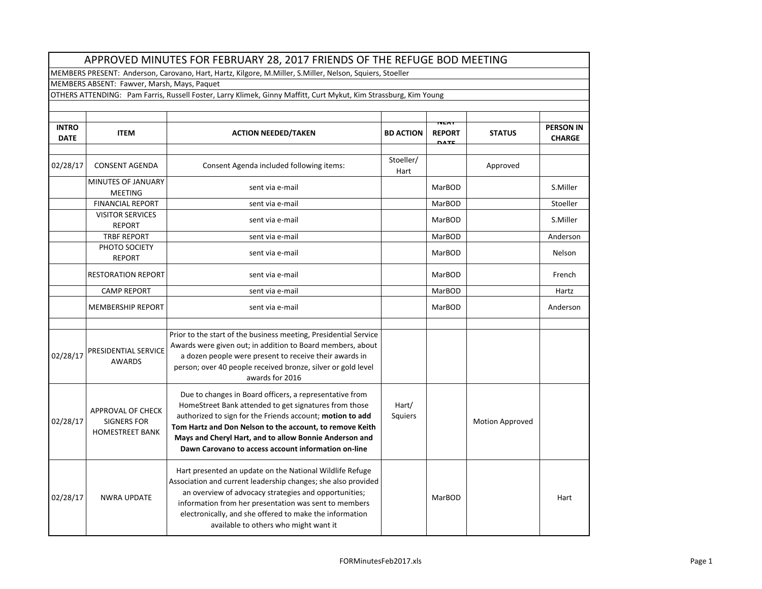# APPROVED MINUTES FOR FEBRUARY 28, 2017 FRIENDS OF THE REFUGE BOD MEETING

MEMBERS PRESENT: Anderson, Carovano, Hart, Hartz, Kilgore, M.Miller, S.Miller, Nelson, Squiers, Stoeller

MEMBERS ABSENT: Fawver, Marsh, Mays, Paquet

OTHERS ATTENDING: Pam Farris, Russell Foster, Larry Klimek, Ginny Maffitt, Curt Mykut, Kim Strassburg, Kim Young

| INTRO DATE | ITEM | ACTION NEEDED/TAKEN | BD ACTION | NEXT REPORT DATE | STATUS | PERSON IN CHARGE |
|---|---|---|---|---|---|---|
| 02/28/17 | CONSENT AGENDA | Consent Agenda included following items: | Stoeller/ Hart | | Approved | |
| | MINUTES OF JANUARY MEETING | sent via e-mail | | MarBOD | | S.Miller |
| | FINANCIAL REPORT | sent via e-mail | | MarBOD | | Stoeller |
| | VISITOR SERVICES REPORT | sent via e-mail | | MarBOD | | S.Miller |
| | TRBF REPORT | sent via e-mail | | MarBOD | | Anderson |
| | PHOTO SOCIETY REPORT | sent via e-mail | | MarBOD | | Nelson |
| | RESTORATION REPORT | sent via e-mail | | MarBOD | | French |
| | CAMP REPORT | sent via e-mail | | MarBOD | | Hartz |
| | MEMBERSHIP REPORT | sent via e-mail | | MarBOD | | Anderson |
| | | | | | | |
| 02/28/17 | PRESIDENTIAL SERVICE AWARDS | Prior to the start of the business meeting, Presidential Service Awards were given out; in addition to Board members, about a dozen people were present to receive their awards in person; over 40 people received bronze, silver or gold level awards for 2016 | | | | |
| 02/28/17 | APPROVAL OF CHECK SIGNERS FOR HOMESTREET BANK | Due to changes in Board officers, a representative from HomeStreet Bank attended to get signatures from those authorized to sign for the Friends account; **motion to add Tom Hartz and Don Nelson to the account, to remove Keith Mays and Cheryl Hart, and to allow Bonnie Anderson and Dawn Carovano to access account information on-line** | Hart/ Squiers | | Motion Approved | |
| 02/28/17 | NWRA UPDATE | Hart presented an update on the National Wildlife Refuge Association and current leadership changes; she also provided an overview of advocacy strategies and opportunities; information from her presentation was sent to members electronically, and she offered to make the information available to others who might want it | | MarBOD | | Hart |

FORMinutesFeb2017.xls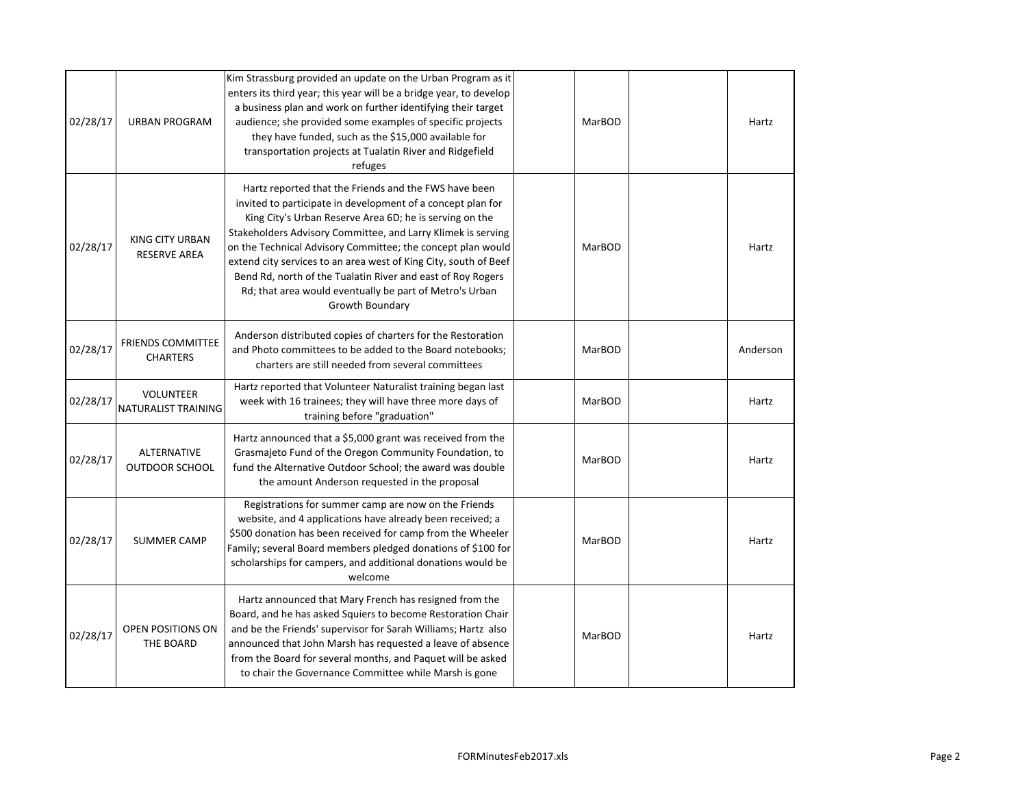| | | | | | | |
|---|---|---|---|---|---|---|
| 02/28/17 | URBAN PROGRAM | Kim Strassburg provided an update on the Urban Program as it enters its third year; this year will be a bridge year, to develop a business plan and work on further identifying their target audience; she provided some examples of specific projects they have funded, such as the $15,000 available for transportation projects at Tualatin River and Ridgefield refuges | | MarBOD | | Hartz |
| 02/28/17 | KING CITY URBAN RESERVE AREA | Hartz reported that the Friends and the FWS have been invited to participate in development of a concept plan for King City's Urban Reserve Area 6D; he is serving on the Stakeholders Advisory Committee, and Larry Klimek is serving on the Technical Advisory Committee; the concept plan would extend city services to an area west of King City, south of Beef Bend Rd, north of the Tualatin River and east of Roy Rogers Rd; that area would eventually be part of Metro's Urban Growth Boundary | | MarBOD | | Hartz |
| 02/28/17 | FRIENDS COMMITTEE CHARTERS | Anderson distributed copies of charters for the Restoration and Photo committees to be added to the Board notebooks; charters are still needed from several committees | | MarBOD | | Anderson |
| 02/28/17 | VOLUNTEER NATURALIST TRAINING | Hartz reported that Volunteer Naturalist training began last week with 16 trainees; they will have three more days of training before "graduation" | | MarBOD | | Hartz |
| 02/28/17 | ALTERNATIVE OUTDOOR SCHOOL | Hartz announced that a $5,000 grant was received from the Grasmajeto Fund of the Oregon Community Foundation, to fund the Alternative Outdoor School; the award was double the amount Anderson requested in the proposal | | MarBOD | | Hartz |
| 02/28/17 | SUMMER CAMP | Registrations for summer camp are now on the Friends website, and 4 applications have already been received; a $500 donation has been received for camp from the Wheeler Family; several Board members pledged donations of $100 for scholarships for campers, and additional donations would be welcome | | MarBOD | | Hartz |
| 02/28/17 | OPEN POSITIONS ON THE BOARD | Hartz announced that Mary French has resigned from the Board, and he has asked Squiers to become Restoration Chair and be the Friends' supervisor for Sarah Williams; Hartz also announced that John Marsh has requested a leave of absence from the Board for several months, and Paquet will be asked to chair the Governance Committee while Marsh is gone | | MarBOD | | Hartz |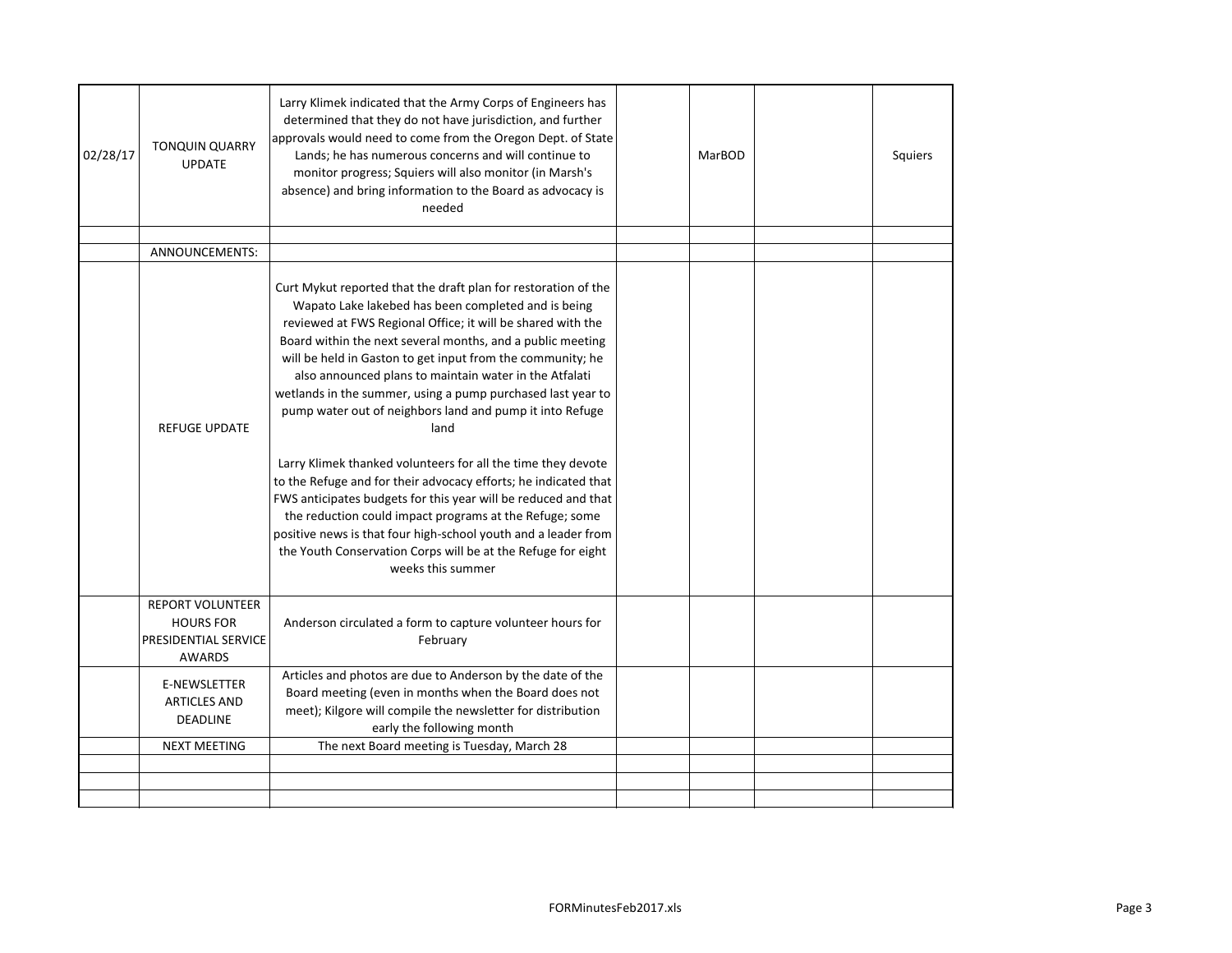| | | | | | | |
|---|---|---|---|---|---|---|
| 02/28/17 | TONQUIN QUARRY UPDATE | Larry Klimek indicated that the Army Corps of Engineers has determined that they do not have jurisdiction, and further approvals would need to come from the Oregon Dept. of State Lands; he has numerous concerns and will continue to monitor progress; Squiers will also monitor (in Marsh's absence) and bring information to the Board as advocacy is needed | | MarBOD | | Squiers |
| | | | | | | |
| | ANNOUNCEMENTS: | | | | | |
| | REFUGE UPDATE | Curt Mykut reported that the draft plan for restoration of the Wapato Lake lakebed has been completed and is being reviewed at FWS Regional Office; it will be shared with the Board within the next several months, and a public meeting will be held in Gaston to get input from the community; he also announced plans to maintain water in the Atfalati wetlands in the summer, using a pump purchased last year to pump water out of neighbors land and pump it into Refuge land<br><br>Larry Klimek thanked volunteers for all the time they devote to the Refuge and for their advocacy efforts; he indicated that FWS anticipates budgets for this year will be reduced and that the reduction could impact programs at the Refuge; some positive news is that four high-school youth and a leader from the Youth Conservation Corps will be at the Refuge for eight weeks this summer | | | | |
| | REPORT VOLUNTEER HOURS FOR PRESIDENTIAL SERVICE AWARDS | Anderson circulated a form to capture volunteer hours for February | | | | |
| | E-NEWSLETTER ARTICLES AND DEADLINE | Articles and photos are due to Anderson by the date of the Board meeting (even in months when the Board does not meet); Kilgore will compile the newsletter for distribution early the following month | | | | |
| | NEXT MEETING | The next Board meeting is Tuesday, March 28 | | | | |
| | | | | | | |
| | | | | | | |
| | | | | | | |